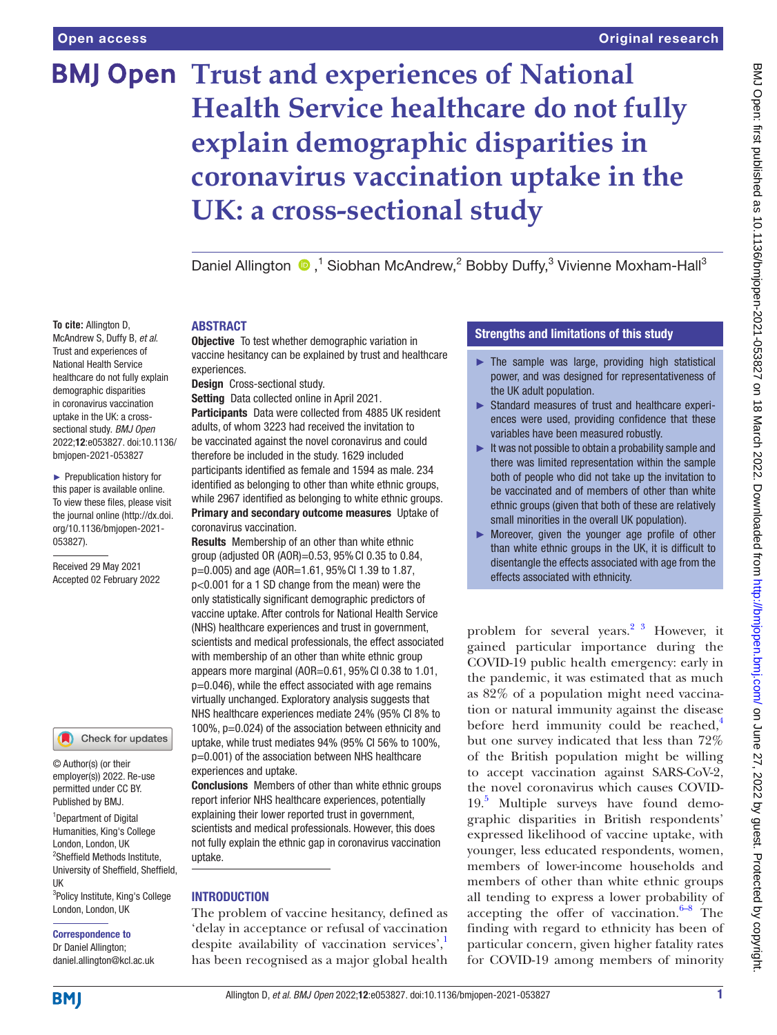Open access

Original research

# Trust and experiences of National Health Service healthcare do not fully explain demographic disparities in coronavirus vaccination uptake in the UK: a cross-sectional study

Daniel Allington [1], Siobhan McAndrew [2], Bobby Duffy [3], Vivienne Moxham-Hall [3]

**To cite:** Allington D, McAndrew S, Duffy B, *et al*. Trust and experiences of National Health Service healthcare do not fully explain demographic disparities in coronavirus vaccination uptake in the UK: a cross-sectional study. *BMJ Open* 2022;**12**:e053827. doi:10.1136/bmjopen-2021-053827

► Prepublication history for this paper is available online. To view these files, please visit the journal online (http://dx.doi.org/10.1136/bmjopen-2021-053827).

Received 29 May 2021
Accepted 02 February 2022

© Author(s) (or their employer(s)) 2022. Re-use permitted under CC BY. Published by BMJ.

[1] Department of Digital Humanities, King's College London, London, UK
[2] Sheffield Methods Institute, University of Sheffield, Sheffield, UK
[3] Policy Institute, King's College London, London, UK

**Correspondence to**
Dr Daniel Allington;
daniel.allington@kcl.ac.uk

## ABSTRACT

**Objective** To test whether demographic variation in vaccine hesitancy can be explained by trust and healthcare experiences.

**Design** Cross-sectional study.

**Setting** Data collected online in April 2021.

**Participants** Data were collected from 4885 UK resident adults, of whom 3223 had received the invitation to be vaccinated against the novel coronavirus and could therefore be included in the study. 1629 included participants identified as female and 1594 as male. 234 identified as belonging to other than white ethnic groups, while 2967 identified as belonging to white ethnic groups.

**Primary and secondary outcome measures** Uptake of coronavirus vaccination.

**Results** Membership of an other than white ethnic group (adjusted OR (AOR)=0.53, 95% CI 0.35 to 0.84, p=0.005) and age (AOR=1.61, 95% CI 1.39 to 1.87, p<0.001 for a 1 SD change from the mean) were the only statistically significant demographic predictors of vaccine uptake. After controls for National Health Service (NHS) healthcare experiences and trust in government, scientists and medical professionals, the effect associated with membership of an other than white ethnic group appears more marginal (AOR=0.61, 95% CI 0.38 to 1.01, p=0.046), while the effect associated with age remains virtually unchanged. Exploratory analysis suggests that NHS healthcare experiences mediate 24% (95% CI 8% to 100%, p=0.024) of the association between ethnicity and uptake, while trust mediates 94% (95% CI 56% to 100%, p=0.001) of the association between NHS healthcare experiences and uptake.

**Conclusions** Members of other than white ethnic groups report inferior NHS healthcare experiences, potentially explaining their lower reported trust in government, scientists and medical professionals. However, this does not fully explain the ethnic gap in coronavirus vaccination uptake.

## Strengths and limitations of this study

- The sample was large, providing high statistical power, and was designed for representativeness of the UK adult population.
- Standard measures of trust and healthcare experiences were used, providing confidence that these variables have been measured robustly.
- It was not possible to obtain a probability sample and there was limited representation within the sample both of people who did not take up the invitation to be vaccinated and of members of other than white ethnic groups (given that both of these are relatively small minorities in the overall UK population).
- Moreover, given the younger age profile of other than white ethnic groups in the UK, it is difficult to disentangle the effects associated with age from the effects associated with ethnicity.

## INTRODUCTION

The problem of vaccine hesitancy, defined as 'delay in acceptance or refusal of vaccination despite availability of vaccination services',[1] has been recognised as a major global health problem for several years.[2 3] However, it gained particular importance during the COVID-19 public health emergency: early in the pandemic, it was estimated that as much as 82% of a population might need vaccination or natural immunity against the disease before herd immunity could be reached,[4] but one survey indicated that less than 72% of the British population might be willing to accept vaccination against SARS-CoV-2, the novel coronavirus which causes COVID-19.[5] Multiple surveys have found demographic disparities in British respondents' expressed likelihood of vaccine uptake, with younger, less educated respondents, women, members of lower-income households and members of other than white ethnic groups all tending to express a lower probability of accepting the offer of vaccination.[6–8] The finding with regard to ethnicity has been of particular concern, given higher fatality rates for COVID-19 among members of minority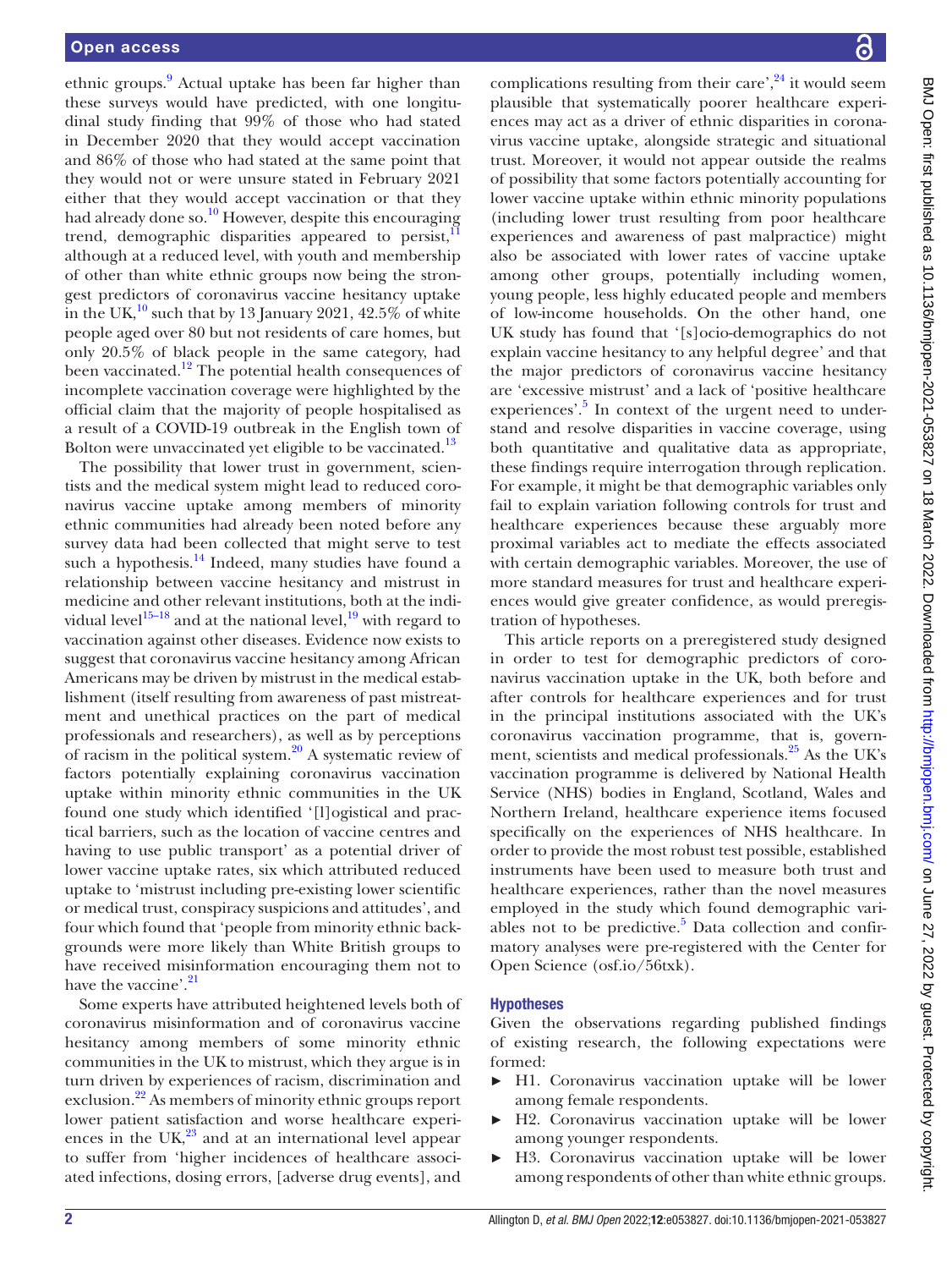ethnic groups.[9] Actual uptake has been far higher than these surveys would have predicted, with one longitudinal study finding that 99% of those who had stated in December 2020 that they would accept vaccination and 86% of those who had stated at the same point that they would not or were unsure stated in February 2021 either that they would accept vaccination or that they had already done so.[10] However, despite this encouraging trend, demographic disparities appeared to persist,[11] although at a reduced level, with youth and membership of other than white ethnic groups now being the strongest predictors of coronavirus vaccine hesitancy uptake in the UK,[10] such that by 13 January 2021, 42.5% of white people aged over 80 but not residents of care homes, but only 20.5% of black people in the same category, had been vaccinated.[12] The potential health consequences of incomplete vaccination coverage were highlighted by the official claim that the majority of people hospitalised as a result of a COVID-19 outbreak in the English town of Bolton were unvaccinated yet eligible to be vaccinated.[13]

The possibility that lower trust in government, scientists and the medical system might lead to reduced coronavirus vaccine uptake among members of minority ethnic communities had already been noted before any survey data had been collected that might serve to test such a hypothesis.[14] Indeed, many studies have found a relationship between vaccine hesitancy and mistrust in medicine and other relevant institutions, both at the individual level[15–18] and at the national level,[19] with regard to vaccination against other diseases. Evidence now exists to suggest that coronavirus vaccine hesitancy among African Americans may be driven by mistrust in the medical establishment (itself resulting from awareness of past mistreatment and unethical practices on the part of medical professionals and researchers), as well as by perceptions of racism in the political system.[20] A systematic review of factors potentially explaining coronavirus vaccination uptake within minority ethnic communities in the UK found one study which identified '[l]ogistical and practical barriers, such as the location of vaccine centres and having to use public transport' as a potential driver of lower vaccine uptake rates, six which attributed reduced uptake to 'mistrust including pre-existing lower scientific or medical trust, conspiracy suspicions and attitudes', and four which found that 'people from minority ethnic backgrounds were more likely than White British groups to have received misinformation encouraging them not to have the vaccine'.[21]

Some experts have attributed heightened levels both of coronavirus misinformation and of coronavirus vaccine hesitancy among members of some minority ethnic communities in the UK to mistrust, which they argue is in turn driven by experiences of racism, discrimination and exclusion.[22] As members of minority ethnic groups report lower patient satisfaction and worse healthcare experiences in the UK,[23] and at an international level appear to suffer from 'higher incidences of healthcare associated infections, dosing errors, [adverse drug events], and complications resulting from their care',[24] it would seem plausible that systematically poorer healthcare experiences may act as a driver of ethnic disparities in coronavirus vaccine uptake, alongside strategic and situational trust. Moreover, it would not appear outside the realms of possibility that some factors potentially accounting for lower vaccine uptake within ethnic minority populations (including lower trust resulting from poor healthcare experiences and awareness of past malpractice) might also be associated with lower rates of vaccine uptake among other groups, potentially including women, young people, less highly educated people and members of low-income households. On the other hand, one UK study has found that '[s]ocio-demographics do not explain vaccine hesitancy to any helpful degree' and that the major predictors of coronavirus vaccine hesitancy are 'excessive mistrust' and a lack of 'positive healthcare experiences'.[5] In context of the urgent need to understand and resolve disparities in vaccine coverage, using both quantitative and qualitative data as appropriate, these findings require interrogation through replication. For example, it might be that demographic variables only fail to explain variation following controls for trust and healthcare experiences because these arguably more proximal variables act to mediate the effects associated with certain demographic variables. Moreover, the use of more standard measures for trust and healthcare experiences would give greater confidence, as would preregistration of hypotheses.

This article reports on a preregistered study designed in order to test for demographic predictors of coronavirus vaccination uptake in the UK, both before and after controls for healthcare experiences and for trust in the principal institutions associated with the UK's coronavirus vaccination programme, that is, government, scientists and medical professionals.[25] As the UK's vaccination programme is delivered by National Health Service (NHS) bodies in England, Scotland, Wales and Northern Ireland, healthcare experience items focused specifically on the experiences of NHS healthcare. In order to provide the most robust test possible, established instruments have been used to measure both trust and healthcare experiences, rather than the novel measures employed in the study which found demographic variables not to be predictive.[5] Data collection and confirmatory analyses were pre-registered with the Center for Open Science (osf.io/56txk).

### Hypotheses

Given the observations regarding published findings of existing research, the following expectations were formed:

- H1. Coronavirus vaccination uptake will be lower among female respondents.
- H2. Coronavirus vaccination uptake will be lower among younger respondents.
- H3. Coronavirus vaccination uptake will be lower among respondents of other than white ethnic groups.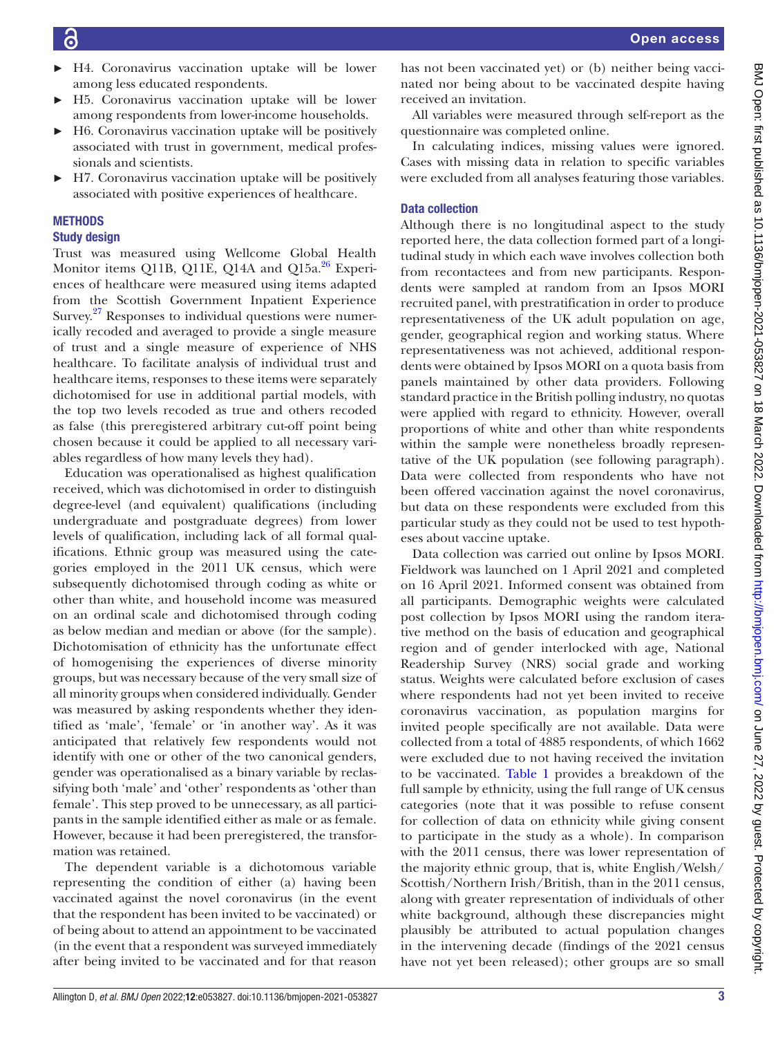- H4. Coronavirus vaccination uptake will be lower among less educated respondents.
- H5. Coronavirus vaccination uptake will be lower among respondents from lower-income households.
- H6. Coronavirus vaccination uptake will be positively associated with trust in government, medical professionals and scientists.
- H7. Coronavirus vaccination uptake will be positively associated with positive experiences of healthcare.

## METHODS

### Study design

Trust was measured using Wellcome Global Health Monitor items Q11B, Q11E, Q14A and Q15a.[26] Experiences of healthcare were measured using items adapted from the Scottish Government Inpatient Experience Survey.[27] Responses to individual questions were numerically recoded and averaged to provide a single measure of trust and a single measure of experience of NHS healthcare. To facilitate analysis of individual trust and healthcare items, responses to these items were separately dichotomised for use in additional partial models, with the top two levels recoded as true and others recoded as false (this preregistered arbitrary cut-off point being chosen because it could be applied to all necessary variables regardless of how many levels they had).

Education was operationalised as highest qualification received, which was dichotomised in order to distinguish degree-level (and equivalent) qualifications (including undergraduate and postgraduate degrees) from lower levels of qualification, including lack of all formal qualifications. Ethnic group was measured using the categories employed in the 2011 UK census, which were subsequently dichotomised through coding as white or other than white, and household income was measured on an ordinal scale and dichotomised through coding as below median and median or above (for the sample). Dichotomisation of ethnicity has the unfortunate effect of homogenising the experiences of diverse minority groups, but was necessary because of the very small size of all minority groups when considered individually. Gender was measured by asking respondents whether they identified as 'male', 'female' or 'in another way'. As it was anticipated that relatively few respondents would not identify with one or other of the two canonical genders, gender was operationalised as a binary variable by reclassifying both 'male' and 'other' respondents as 'other than female'. This step proved to be unnecessary, as all participants in the sample identified either as male or as female. However, because it had been preregistered, the transformation was retained.

The dependent variable is a dichotomous variable representing the condition of either (a) having been vaccinated against the novel coronavirus (in the event that the respondent has been invited to be vaccinated) or of being about to attend an appointment to be vaccinated (in the event that a respondent was surveyed immediately after being invited to be vaccinated and for that reason has not been vaccinated yet) or (b) neither being vaccinated nor being about to be vaccinated despite having received an invitation.

All variables were measured through self-report as the questionnaire was completed online.

In calculating indices, missing values were ignored. Cases with missing data in relation to specific variables were excluded from all analyses featuring those variables.

### Data collection

Although there is no longitudinal aspect to the study reported here, the data collection formed part of a longitudinal study in which each wave involves collection both from recontactees and from new participants. Respondents were sampled at random from an Ipsos MORI recruited panel, with prestratification in order to produce representativeness of the UK adult population on age, gender, geographical region and working status. Where representativeness was not achieved, additional respondents were obtained by Ipsos MORI on a quota basis from panels maintained by other data providers. Following standard practice in the British polling industry, no quotas were applied with regard to ethnicity. However, overall proportions of white and other than white respondents within the sample were nonetheless broadly representative of the UK population (see following paragraph). Data were collected from respondents who have not been offered vaccination against the novel coronavirus, but data on these respondents were excluded from this particular study as they could not be used to test hypotheses about vaccine uptake.

Data collection was carried out online by Ipsos MORI. Fieldwork was launched on 1 April 2021 and completed on 16 April 2021. Informed consent was obtained from all participants. Demographic weights were calculated post collection by Ipsos MORI using the random iterative method on the basis of education and geographical region and of gender interlocked with age, National Readership Survey (NRS) social grade and working status. Weights were calculated before exclusion of cases where respondents had not yet been invited to receive coronavirus vaccination, as population margins for invited people specifically are not available. Data were collected from a total of 4885 respondents, of which 1662 were excluded due to not having received the invitation to be vaccinated. Table 1 provides a breakdown of the full sample by ethnicity, using the full range of UK census categories (note that it was possible to refuse consent for collection of data on ethnicity while giving consent to participate in the study as a whole). In comparison with the 2011 census, there was lower representation of the majority ethnic group, that is, white English/Welsh/Scottish/Northern Irish/British, than in the 2011 census, along with greater representation of individuals of other white background, although these discrepancies might plausibly be attributed to actual population changes in the intervening decade (findings of the 2021 census have not yet been released); other groups are so small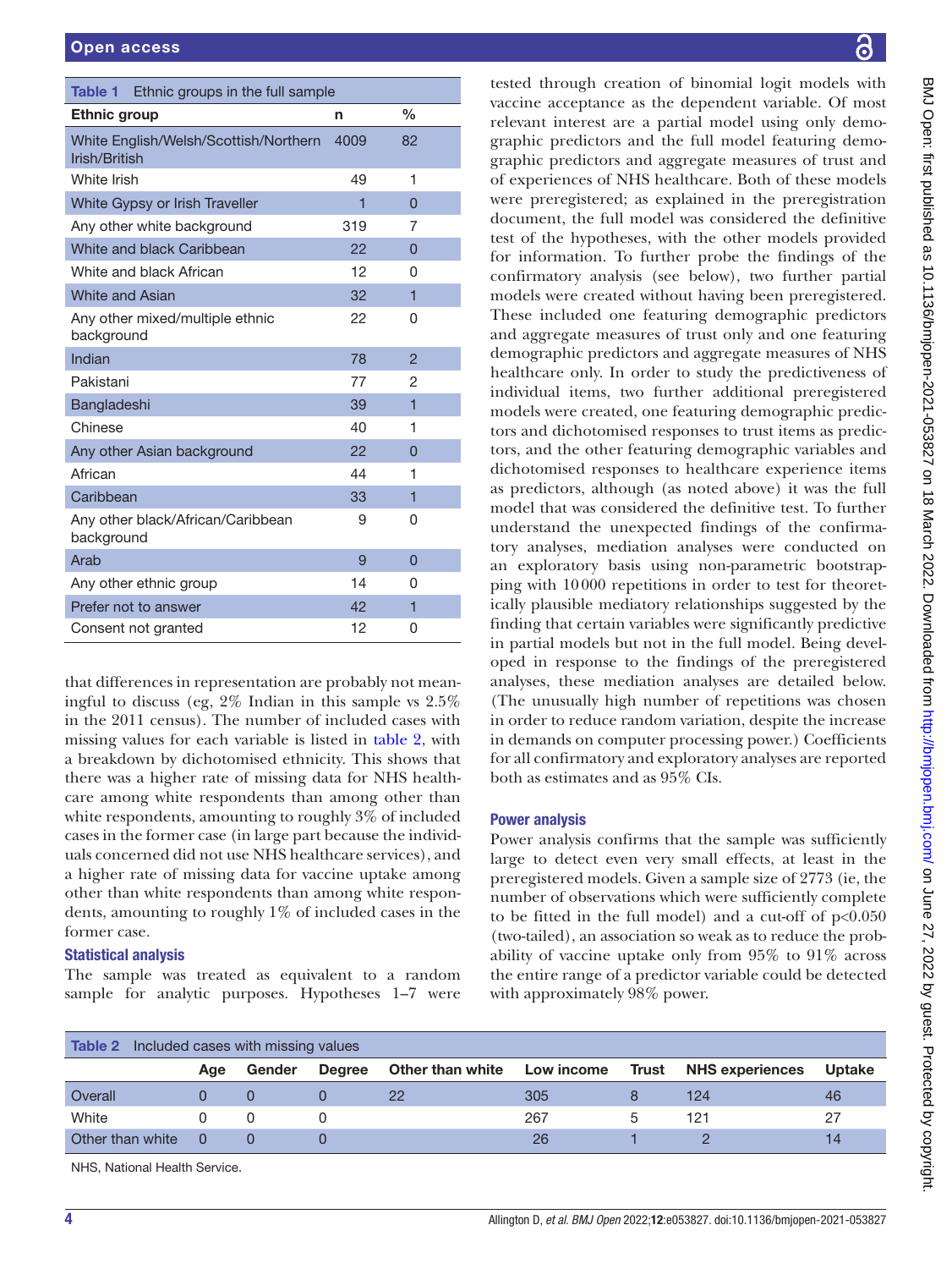**Table 1** Ethnic groups in the full sample

| Ethnic group | n | % |
|---|---|---|
| White English/Welsh/Scottish/Northern Irish/British | 4009 | 82 |
| White Irish | 49 | 1 |
| White Gypsy or Irish Traveller | 1 | 0 |
| Any other white background | 319 | 7 |
| White and black Caribbean | 22 | 0 |
| White and black African | 12 | 0 |
| White and Asian | 32 | 1 |
| Any other mixed/multiple ethnic background | 22 | 0 |
| Indian | 78 | 2 |
| Pakistani | 77 | 2 |
| Bangladeshi | 39 | 1 |
| Chinese | 40 | 1 |
| Any other Asian background | 22 | 0 |
| African | 44 | 1 |
| Caribbean | 33 | 1 |
| Any other black/African/Caribbean background | 9 | 0 |
| Arab | 9 | 0 |
| Any other ethnic group | 14 | 0 |
| Prefer not to answer | 42 | 1 |
| Consent not granted | 12 | 0 |

that differences in representation are probably not meaningful to discuss (eg, 2% Indian in this sample vs 2.5% in the 2011 census). The number of included cases with missing values for each variable is listed in table 2, with a breakdown by dichotomised ethnicity. This shows that there was a higher rate of missing data for NHS healthcare among white respondents than among other than white respondents, amounting to roughly 3% of included cases in the former case (in large part because the individuals concerned did not use NHS healthcare services), and a higher rate of missing data for vaccine uptake among other than white respondents than among white respondents, amounting to roughly 1% of included cases in the former case.

## Statistical analysis

The sample was treated as equivalent to a random sample for analytic purposes. Hypotheses 1–7 were tested through creation of binomial logit models with vaccine acceptance as the dependent variable. Of most relevant interest are a partial model using only demographic predictors and the full model featuring demographic predictors and aggregate measures of trust and of experiences of NHS healthcare. Both of these models were preregistered; as explained in the preregistration document, the full model was considered the definitive test of the hypotheses, with the other models provided for information. To further probe the findings of the confirmatory analysis (see below), two further partial models were created without having been preregistered. These included one featuring demographic predictors and aggregate measures of trust only and one featuring demographic predictors and aggregate measures of NHS healthcare only. In order to study the predictiveness of individual items, two further additional preregistered models were created, one featuring demographic predictors and dichotomised responses to trust items as predictors, and the other featuring demographic variables and dichotomised responses to healthcare experience items as predictors, although (as noted above) it was the full model that was considered the definitive test. To further understand the unexpected findings of the confirmatory analyses, mediation analyses were conducted on an exploratory basis using non-parametric bootstrapping with 10000 repetitions in order to test for theoretically plausible mediatory relationships suggested by the finding that certain variables were significantly predictive in partial models but not in the full model. Being developed in response to the findings of the preregistered analyses, these mediation analyses are detailed below. (The unusually high number of repetitions was chosen in order to reduce random variation, despite the increase in demands on computer processing power.) Coefficients for all confirmatory and exploratory analyses are reported both as estimates and as 95% CIs.

## Power analysis

Power analysis confirms that the sample was sufficiently large to detect even very small effects, at least in the preregistered models. Given a sample size of 2773 (ie, the number of observations which were sufficiently complete to be fitted in the full model) and a cut-off of $p<0.050$ (two-tailed), an association so weak as to reduce the probability of vaccine uptake only from 95% to 91% across the entire range of a predictor variable could be detected with approximately 98% power.

**Table 2** Included cases with missing values

| | Age | Gender | Degree | Other than white | Low income | Trust | NHS experiences | Uptake |
|---|---|---|---|---|---|---|---|---|
| Overall | 0 | 0 | 0 | 22 | 305 | 8 | 124 | 46 |
| White | 0 | 0 | 0 | | 267 | 5 | 121 | 27 |
| Other than white | 0 | 0 | 0 | | 26 | 1 | 2 | 14 |

NHS, National Health Service.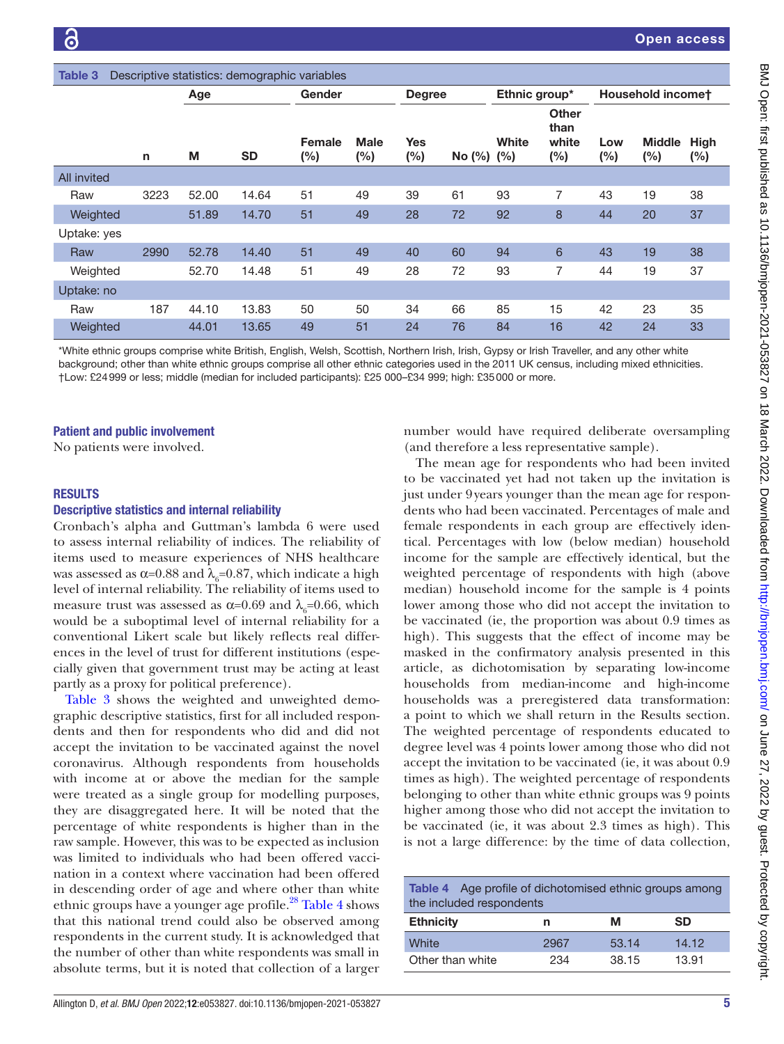**Table 3** Descriptive statistics: demographic variables

| | | Age | | Gender | | Degree | | Ethnic group* | | Household income† | | |
|---|---|---|---|---|---|---|---|---|---|---|---|---|
| | n | M | SD | Female (%) | Male (%) | Yes (%) | No (%) | White (%) | Other than white (%) | Low (%) | Middle (%) | High (%) |
| **All invited** | | | | | | | | | | | | |
| Raw | 3223 | 52.00 | 14.64 | 51 | 49 | 39 | 61 | 93 | 7 | 43 | 19 | 38 |
| Weighted | | 51.89 | 14.70 | 51 | 49 | 28 | 72 | 92 | 8 | 44 | 20 | 37 |
| **Uptake: yes** | | | | | | | | | | | | |
| Raw | 2990 | 52.78 | 14.40 | 51 | 49 | 40 | 60 | 94 | 6 | 43 | 19 | 38 |
| Weighted | | 52.70 | 14.48 | 51 | 49 | 28 | 72 | 93 | 7 | 44 | 19 | 37 |
| **Uptake: no** | | | | | | | | | | | | |
| Raw | 187 | 44.10 | 13.83 | 50 | 50 | 34 | 66 | 85 | 15 | 42 | 23 | 35 |
| Weighted | | 44.01 | 13.65 | 49 | 51 | 24 | 76 | 84 | 16 | 42 | 24 | 33 |

*White ethnic groups comprise white British, English, Welsh, Scottish, Northern Irish, Irish, Gypsy or Irish Traveller, and any other white background; other than white ethnic groups comprise all other ethnic categories used in the 2011 UK census, including mixed ethnicities.
†Low: £24 999 or less; middle (median for included participants): £25 000–£34 999; high: £35 000 or more.

## Patient and public involvement

No patients were involved.

## RESULTS

### Descriptive statistics and internal reliability

Cronbach's alpha and Guttman's lambda 6 were used to assess internal reliability of indices. The reliability of items used to measure experiences of NHS healthcare was assessed as $\alpha$=0.88 and $\lambda_6$=0.87, which indicate a high level of internal reliability. The reliability of items used to measure trust was assessed as $\alpha$=0.69 and $\lambda_6$=0.66, which would be a suboptimal level of internal reliability for a conventional Likert scale but likely reflects real differences in the level of trust for different institutions (especially given that government trust may be acting at least partly as a proxy for political preference).

Table 3 shows the weighted and unweighted demographic descriptive statistics, first for all included respondents and then for respondents who did and did not accept the invitation to be vaccinated against the novel coronavirus. Although respondents from households with income at or above the median for the sample were treated as a single group for modelling purposes, they are disaggregated here. It will be noted that the percentage of white respondents is higher than in the raw sample. However, this was to be expected as inclusion was limited to individuals who had been offered vaccination in a context where vaccination had been offered in descending order of age and where other than white ethnic groups have a younger age profile.[28] Table 4 shows that this national trend could also be observed among respondents in the current study. It is acknowledged that the number of other than white respondents was small in absolute terms, but it is noted that collection of a larger number would have required deliberate oversampling (and therefore a less representative sample).

The mean age for respondents who had been invited to be vaccinated yet had not taken up the invitation is just under 9 years younger than the mean age for respondents who had been vaccinated. Percentages of male and female respondents in each group are effectively identical. Percentages with low (below median) household income for the sample are effectively identical, but the weighted percentage of respondents with high (above median) household income for the sample is 4 points lower among those who did not accept the invitation to be vaccinated (ie, the proportion was about 0.9 times as high). This suggests that the effect of income may be masked in the confirmatory analysis presented in this article, as dichotomisation by separating low-income households from median-income and high-income households was a preregistered data transformation: a point to which we shall return in the Results section. The weighted percentage of respondents educated to degree level was 4 points lower among those who did not accept the invitation to be vaccinated (ie, it was about 0.9 times as high). The weighted percentage of respondents belonging to other than white ethnic groups was 9 points higher among those who did not accept the invitation to be vaccinated (ie, it was about 2.3 times as high). This is not a large difference: by the time of data collection,

**Table 4** Age profile of dichotomised ethnic groups among the included respondents

| Ethnicity | n | M | SD |
|---|---|---|---|
| White | 2967 | 53.14 | 14.12 |
| Other than white | 234 | 38.15 | 13.91 |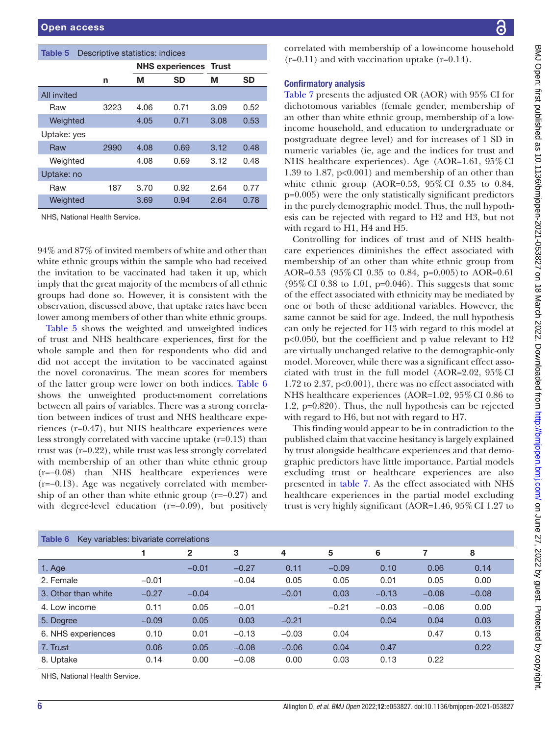**Table 5** Descriptive statistics: indices

| | n | NHS experiences M | NHS experiences SD | Trust M | Trust SD |
|---|---|---|---|---|---|
| All invited | | | | | |
| Raw | 3223 | 4.06 | 0.71 | 3.09 | 0.52 |
| Weighted | | 4.05 | 0.71 | 3.08 | 0.53 |
| Uptake: yes | | | | | |
| Raw | 2990 | 4.08 | 0.69 | 3.12 | 0.48 |
| Weighted | | 4.08 | 0.69 | 3.12 | 0.48 |
| Uptake: no | | | | | |
| Raw | 187 | 3.70 | 0.92 | 2.64 | 0.77 |
| Weighted | | 3.69 | 0.94 | 2.64 | 0.78 |

NHS, National Health Service.

94% and 87% of invited members of white and other than white ethnic groups within the sample who had received the invitation to be vaccinated had taken it up, which imply that the great majority of the members of all ethnic groups had done so. However, it is consistent with the observation, discussed above, that uptake rates have been lower among members of other than white ethnic groups.

Table 5 shows the weighted and unweighted indices of trust and NHS healthcare experiences, first for the whole sample and then for respondents who did and did not accept the invitation to be vaccinated against the novel coronavirus. The mean scores for members of the latter group were lower on both indices. Table 6 shows the unweighted product-moment correlations between all pairs of variables. There was a strong correlation between indices of trust and NHS healthcare experiences (r=0.47), but NHS healthcare experiences were less strongly correlated with vaccine uptake (r=0.13) than trust was (r=0.22), while trust was less strongly correlated with membership of an other than white ethnic group (r=−0.08) than NHS healthcare experiences were (r=−0.13). Age was negatively correlated with membership of an other than white ethnic group (r=−0.27) and with degree-level education (r=−0.09), but positively correlated with membership of a low-income household (r=0.11) and with vaccination uptake (r=0.14).

### Confirmatory analysis

Table 7 presents the adjusted OR (AOR) with 95% CI for dichotomous variables (female gender, membership of an other than white ethnic group, membership of a low-income household, and education to undergraduate or postgraduate degree level) and for increases of 1 SD in numeric variables (ie, age and the indices for trust and NHS healthcare experiences). Age (AOR=1.61, 95% CI 1.39 to 1.87, p<0.001) and membership of an other than white ethnic group (AOR=0.53, 95% CI 0.35 to 0.84, p=0.005) were the only statistically significant predictors in the purely demographic model. Thus, the null hypothesis can be rejected with regard to H2 and H3, but not with regard to H1, H4 and H5.

Controlling for indices of trust and of NHS healthcare experiences diminishes the effect associated with membership of an other than white ethnic group from AOR=0.53 (95% CI 0.35 to 0.84, p=0.005) to AOR=0.61 (95% CI 0.38 to 1.01, p=0.046). This suggests that some of the effect associated with ethnicity may be mediated by one or both of these additional variables. However, the same cannot be said for age. Indeed, the null hypothesis can only be rejected for H3 with regard to this model at p<0.050, but the coefficient and p value relevant to H2 are virtually unchanged relative to the demographic-only model. Moreover, while there was a significant effect associated with trust in the full model (AOR=2.02, 95% CI 1.72 to 2.37, p<0.001), there was no effect associated with NHS healthcare experiences (AOR=1.02, 95% CI 0.86 to 1.2, p=0.820). Thus, the null hypothesis can be rejected with regard to H6, but not with regard to H7.

This finding would appear to be in contradiction to the published claim that vaccine hesitancy is largely explained by trust alongside healthcare experiences and that demographic predictors have little importance. Partial models excluding trust or healthcare experiences are also presented in table 7. As the effect associated with NHS healthcare experiences in the partial model excluding trust is very highly significant (AOR=1.46, 95% CI 1.27 to

**Table 6** Key variables: bivariate correlations

| | 1 | 2 | 3 | 4 | 5 | 6 | 7 | 8 |
|---|---|---|---|---|---|---|---|---|
| 1. Age | | −0.01 | −0.27 | 0.11 | −0.09 | 0.10 | 0.06 | 0.14 |
| 2. Female | −0.01 | | −0.04 | 0.05 | 0.05 | 0.01 | 0.05 | 0.00 |
| 3. Other than white | −0.27 | −0.04 | | −0.01 | 0.03 | −0.13 | −0.08 | −0.08 |
| 4. Low income | 0.11 | 0.05 | −0.01 | | −0.21 | −0.03 | −0.06 | 0.00 |
| 5. Degree | −0.09 | 0.05 | 0.03 | −0.21 | | 0.04 | 0.04 | 0.03 |
| 6. NHS experiences | 0.10 | 0.01 | −0.13 | −0.03 | 0.04 | | 0.47 | 0.13 |
| 7. Trust | 0.06 | 0.05 | −0.08 | −0.06 | 0.04 | 0.47 | | 0.22 |
| 8. Uptake | 0.14 | 0.00 | −0.08 | 0.00 | 0.03 | 0.13 | 0.22 | |

NHS, National Health Service.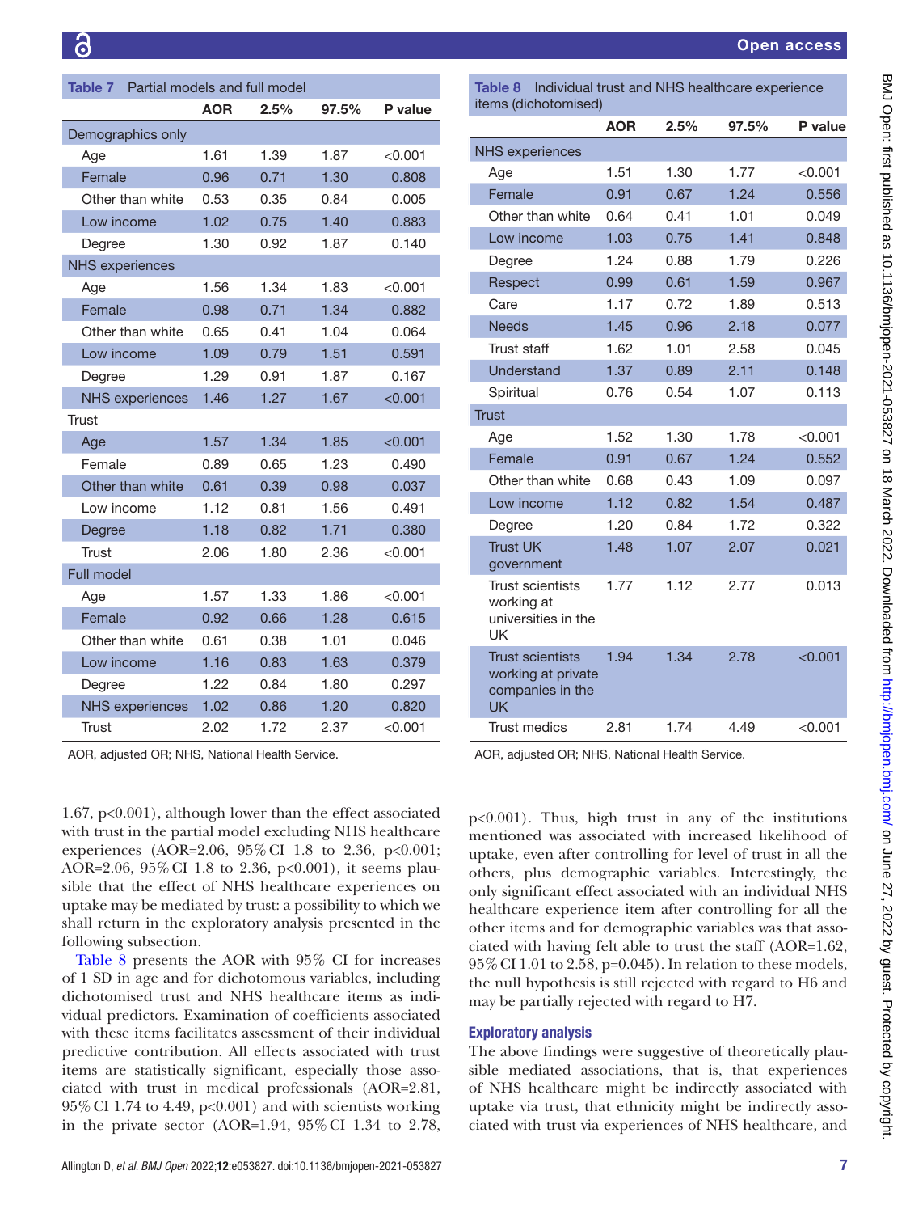**Table 7** Partial models and full model

| | AOR | 2.5% | 97.5% | P value |
|---|---|---|---|---|
| **Demographics only** | | | | |
| Age | 1.61 | 1.39 | 1.87 | <0.001 |
| Female | 0.96 | 0.71 | 1.30 | 0.808 |
| Other than white | 0.53 | 0.35 | 0.84 | 0.005 |
| Low income | 1.02 | 0.75 | 1.40 | 0.883 |
| Degree | 1.30 | 0.92 | 1.87 | 0.140 |
| **NHS experiences** | | | | |
| Age | 1.56 | 1.34 | 1.83 | <0.001 |
| Female | 0.98 | 0.71 | 1.34 | 0.882 |
| Other than white | 0.65 | 0.41 | 1.04 | 0.064 |
| Low income | 1.09 | 0.79 | 1.51 | 0.591 |
| Degree | 1.29 | 0.91 | 1.87 | 0.167 |
| NHS experiences | 1.46 | 1.27 | 1.67 | <0.001 |
| **Trust** | | | | |
| Age | 1.57 | 1.34 | 1.85 | <0.001 |
| Female | 0.89 | 0.65 | 1.23 | 0.490 |
| Other than white | 0.61 | 0.39 | 0.98 | 0.037 |
| Low income | 1.12 | 0.81 | 1.56 | 0.491 |
| Degree | 1.18 | 0.82 | 1.71 | 0.380 |
| Trust | 2.06 | 1.80 | 2.36 | <0.001 |
| **Full model** | | | | |
| Age | 1.57 | 1.33 | 1.86 | <0.001 |
| Female | 0.92 | 0.66 | 1.28 | 0.615 |
| Other than white | 0.61 | 0.38 | 1.01 | 0.046 |
| Low income | 1.16 | 0.83 | 1.63 | 0.379 |
| Degree | 1.22 | 0.84 | 1.80 | 0.297 |
| NHS experiences | 1.02 | 0.86 | 1.20 | 0.820 |
| Trust | 2.02 | 1.72 | 2.37 | <0.001 |

AOR, adjusted OR; NHS, National Health Service.

**Table 8** Individual trust and NHS healthcare experience items (dichotomised)

| | AOR | 2.5% | 97.5% | P value |
|---|---|---|---|---|
| **NHS experiences** | | | | |
| Age | 1.51 | 1.30 | 1.77 | <0.001 |
| Female | 0.91 | 0.67 | 1.24 | 0.556 |
| Other than white | 0.64 | 0.41 | 1.01 | 0.049 |
| Low income | 1.03 | 0.75 | 1.41 | 0.848 |
| Degree | 1.24 | 0.88 | 1.79 | 0.226 |
| Respect | 0.99 | 0.61 | 1.59 | 0.967 |
| Care | 1.17 | 0.72 | 1.89 | 0.513 |
| Needs | 1.45 | 0.96 | 2.18 | 0.077 |
| Trust staff | 1.62 | 1.01 | 2.58 | 0.045 |
| Understand | 1.37 | 0.89 | 2.11 | 0.148 |
| Spiritual | 0.76 | 0.54 | 1.07 | 0.113 |
| **Trust** | | | | |
| Age | 1.52 | 1.30 | 1.78 | <0.001 |
| Female | 0.91 | 0.67 | 1.24 | 0.552 |
| Other than white | 0.68 | 0.43 | 1.09 | 0.097 |
| Low income | 1.12 | 0.82 | 1.54 | 0.487 |
| Degree | 1.20 | 0.84 | 1.72 | 0.322 |
| Trust UK government | 1.48 | 1.07 | 2.07 | 0.021 |
| Trust scientists working at universities in the UK | 1.77 | 1.12 | 2.77 | 0.013 |
| Trust scientists working at private companies in the UK | 1.94 | 1.34 | 2.78 | <0.001 |
| Trust medics | 2.81 | 1.74 | 4.49 | <0.001 |

AOR, adjusted OR; NHS, National Health Service.

1.67, p<0.001), although lower than the effect associated with trust in the partial model excluding NHS healthcare experiences (AOR=2.06, 95% CI 1.8 to 2.36, p<0.001; AOR=2.06, 95% CI 1.8 to 2.36, p<0.001), it seems plausible that the effect of NHS healthcare experiences on uptake may be mediated by trust: a possibility to which we shall return in the exploratory analysis presented in the following subsection.

Table 8 presents the AOR with 95% CI for increases of 1 SD in age and for dichotomous variables, including dichotomised trust and NHS healthcare items as individual predictors. Examination of coefficients associated with these items facilitates assessment of their individual predictive contribution. All effects associated with trust items are statistically significant, especially those associated with trust in medical professionals (AOR=2.81, 95% CI 1.74 to 4.49, p<0.001) and with scientists working in the private sector (AOR=1.94, 95% CI 1.34 to 2.78, p<0.001). Thus, high trust in any of the institutions mentioned was associated with increased likelihood of uptake, even after controlling for level of trust in all the others, plus demographic variables. Interestingly, the only significant effect associated with an individual NHS healthcare experience item after controlling for all the other items and for demographic variables was that associated with having felt able to trust the staff (AOR=1.62, 95% CI 1.01 to 2.58, p=0.045). In relation to these models, the null hypothesis is still rejected with regard to H6 and may be partially rejected with regard to H7.

### Exploratory analysis

The above findings were suggestive of theoretically plausible mediated associations, that is, that experiences of NHS healthcare might be indirectly associated with uptake via trust, that ethnicity might be indirectly associated with trust via experiences of NHS healthcare, and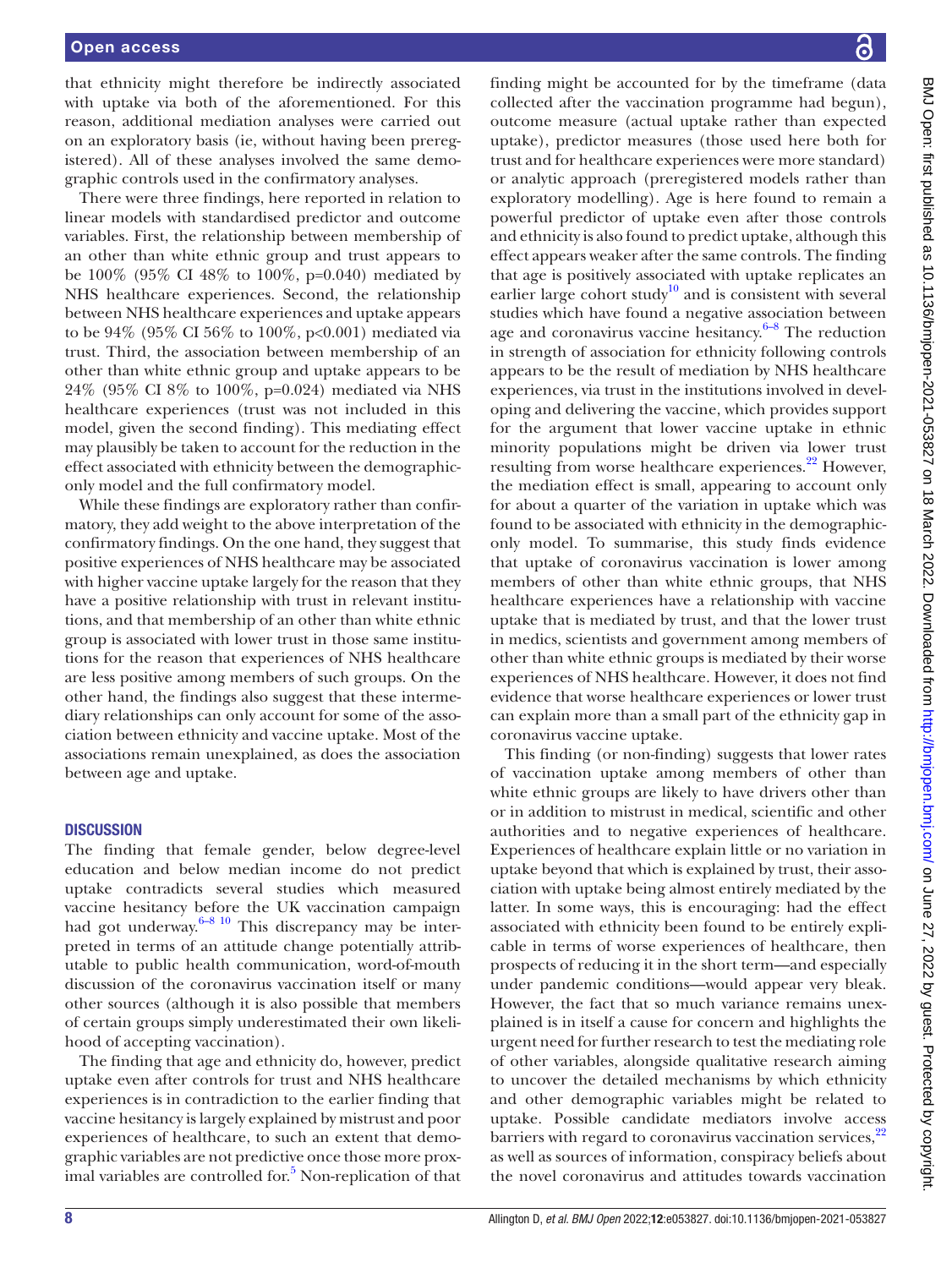that ethnicity might therefore be indirectly associated with uptake via both of the aforementioned. For this reason, additional mediation analyses were carried out on an exploratory basis (ie, without having been preregistered). All of these analyses involved the same demographic controls used in the confirmatory analyses.

There were three findings, here reported in relation to linear models with standardised predictor and outcome variables. First, the relationship between membership of an other than white ethnic group and trust appears to be 100% (95% CI 48% to 100%, p=0.040) mediated by NHS healthcare experiences. Second, the relationship between NHS healthcare experiences and uptake appears to be 94% (95% CI 56% to 100%, p<0.001) mediated via trust. Third, the association between membership of an other than white ethnic group and uptake appears to be 24% (95% CI 8% to 100%, p=0.024) mediated via NHS healthcare experiences (trust was not included in this model, given the second finding). This mediating effect may plausibly be taken to account for the reduction in the effect associated with ethnicity between the demographic-only model and the full confirmatory model.

While these findings are exploratory rather than confirmatory, they add weight to the above interpretation of the confirmatory findings. On the one hand, they suggest that positive experiences of NHS healthcare may be associated with higher vaccine uptake largely for the reason that they have a positive relationship with trust in relevant institutions, and that membership of an other than white ethnic group is associated with lower trust in those same institutions for the reason that experiences of NHS healthcare are less positive among members of such groups. On the other hand, the findings also suggest that these intermediary relationships can only account for some of the association between ethnicity and vaccine uptake. Most of the associations remain unexplained, as does the association between age and uptake.

## DISCUSSION

The finding that female gender, below degree-level education and below median income do not predict uptake contradicts several studies which measured vaccine hesitancy before the UK vaccination campaign had got underway.[6–8 10] This discrepancy may be interpreted in terms of an attitude change potentially attributable to public health communication, word-of-mouth discussion of the coronavirus vaccination itself or many other sources (although it is also possible that members of certain groups simply underestimated their own likelihood of accepting vaccination).

The finding that age and ethnicity do, however, predict uptake even after controls for trust and NHS healthcare experiences is in contradiction to the earlier finding that vaccine hesitancy is largely explained by mistrust and poor experiences of healthcare, to such an extent that demographic variables are not predictive once those more proximal variables are controlled for.[5] Non-replication of that finding might be accounted for by the timeframe (data collected after the vaccination programme had begun), outcome measure (actual uptake rather than expected uptake), predictor measures (those used here both for trust and for healthcare experiences were more standard) or analytic approach (preregistered models rather than exploratory modelling). Age is here found to remain a powerful predictor of uptake even after those controls and ethnicity is also found to predict uptake, although this effect appears weaker after the same controls. The finding that age is positively associated with uptake replicates an earlier large cohort study[10] and is consistent with several studies which have found a negative association between age and coronavirus vaccine hesitancy.[6–8] The reduction in strength of association for ethnicity following controls appears to be the result of mediation by NHS healthcare experiences, via trust in the institutions involved in developing and delivering the vaccine, which provides support for the argument that lower vaccine uptake in ethnic minority populations might be driven via lower trust resulting from worse healthcare experiences.[22] However, the mediation effect is small, appearing to account only for about a quarter of the variation in uptake which was found to be associated with ethnicity in the demographic-only model. To summarise, this study finds evidence that uptake of coronavirus vaccination is lower among members of other than white ethnic groups, that NHS healthcare experiences have a relationship with vaccine uptake that is mediated by trust, and that the lower trust in medics, scientists and government among members of other than white ethnic groups is mediated by their worse experiences of NHS healthcare. However, it does not find evidence that worse healthcare experiences or lower trust can explain more than a small part of the ethnicity gap in coronavirus vaccine uptake.

This finding (or non-finding) suggests that lower rates of vaccination uptake among members of other than white ethnic groups are likely to have drivers other than or in addition to mistrust in medical, scientific and other authorities and to negative experiences of healthcare. Experiences of healthcare explain little or no variation in uptake beyond that which is explained by trust, their association with uptake being almost entirely mediated by the latter. In some ways, this is encouraging: had the effect associated with ethnicity been found to be entirely explicable in terms of worse experiences of healthcare, then prospects of reducing it in the short term—and especially under pandemic conditions—would appear very bleak. However, the fact that so much variance remains unexplained is in itself a cause for concern and highlights the urgent need for further research to test the mediating role of other variables, alongside qualitative research aiming to uncover the detailed mechanisms by which ethnicity and other demographic variables might be related to uptake. Possible candidate mediators involve access barriers with regard to coronavirus vaccination services,[22] as well as sources of information, conspiracy beliefs about the novel coronavirus and attitudes towards vaccination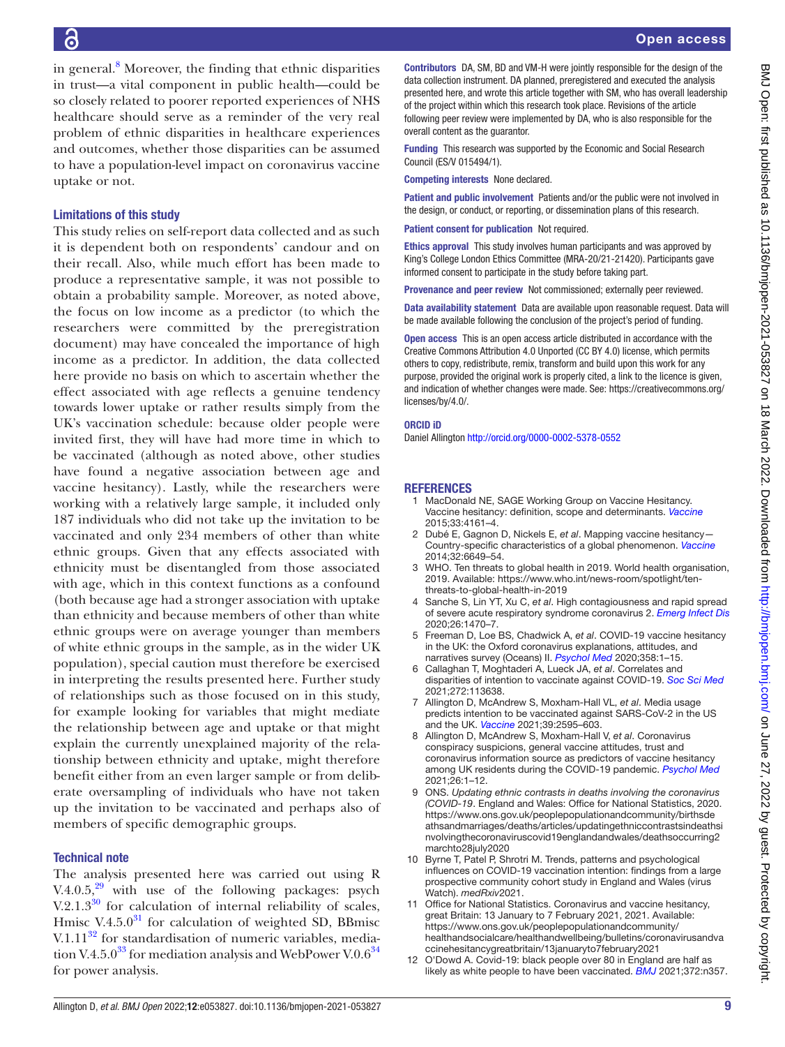in general.[8] Moreover, the finding that ethnic disparities in trust—a vital component in public health—could be so closely related to poorer reported experiences of NHS healthcare should serve as a reminder of the very real problem of ethnic disparities in healthcare experiences and outcomes, whether those disparities can be assumed to have a population-level impact on coronavirus vaccine uptake or not.

### Limitations of this study

This study relies on self-report data collected and as such it is dependent both on respondents' candour and on their recall. Also, while much effort has been made to produce a representative sample, it was not possible to obtain a probability sample. Moreover, as noted above, the focus on low income as a predictor (to which the researchers were committed by the preregistration document) may have concealed the importance of high income as a predictor. In addition, the data collected here provide no basis on which to ascertain whether the effect associated with age reflects a genuine tendency towards lower uptake or rather results simply from the UK's vaccination schedule: because older people were invited first, they will have had more time in which to be vaccinated (although as noted above, other studies have found a negative association between age and vaccine hesitancy). Lastly, while the researchers were working with a relatively large sample, it included only 187 individuals who did not take up the invitation to be vaccinated and only 234 members of other than white ethnic groups. Given that any effects associated with ethnicity must be disentangled from those associated with age, which in this context functions as a confound (both because age had a stronger association with uptake than ethnicity and because members of other than white ethnic groups were on average younger than members of white ethnic groups in the sample, as in the wider UK population), special caution must therefore be exercised in interpreting the results presented here. Further study of relationships such as those focused on in this study, for example looking for variables that might mediate the relationship between age and uptake or that might explain the currently unexplained majority of the relationship between ethnicity and uptake, might therefore benefit either from an even larger sample or from deliberate oversampling of individuals who have not taken up the invitation to be vaccinated and perhaps also of members of specific demographic groups.

### Technical note

The analysis presented here was carried out using R V.4.0.5,[29] with use of the following packages: psych V.2.1.3[30] for calculation of internal reliability of scales, Hmisc V.4.5.0[31] for calculation of weighted SD, BBmisc V.1.11[32] for standardisation of numeric variables, mediation V.4.5.0[33] for mediation analysis and WebPower V.0.6[34] for power analysis.

**Contributors** DA, SM, BD and VM-H were jointly responsible for the design of the data collection instrument. DA planned, preregistered and executed the analysis presented here, and wrote this article together with SM, who has overall leadership of the project within which this research took place. Revisions of the article following peer review were implemented by DA, who is also responsible for the overall content as the guarantor.

**Funding** This research was supported by the Economic and Social Research Council (ES/V 015494/1).

**Competing interests** None declared.

**Patient and public involvement** Patients and/or the public were not involved in the design, or conduct, or reporting, or dissemination plans of this research.

**Patient consent for publication** Not required.

**Ethics approval** This study involves human participants and was approved by King's College London Ethics Committee (MRA-20/21-21420). Participants gave informed consent to participate in the study before taking part.

**Provenance and peer review** Not commissioned; externally peer reviewed.

**Data availability statement** Data are available upon reasonable request. Data will be made available following the conclusion of the project's period of funding.

**Open access** This is an open access article distributed in accordance with the Creative Commons Attribution 4.0 Unported (CC BY 4.0) license, which permits others to copy, redistribute, remix, transform and build upon this work for any purpose, provided the original work is properly cited, a link to the licence is given, and indication of whether changes were made. See: https://creativecommons.org/licenses/by/4.0/.

**ORCID iD**

Daniel Allington http://orcid.org/0000-0002-5378-0552

## REFERENCES

1. MacDonald NE, SAGE Working Group on Vaccine Hesitancy. Vaccine hesitancy: definition, scope and determinants. *Vaccine* 2015;33:4161–4.
2. Dubé E, Gagnon D, Nickels E, *et al*. Mapping vaccine hesitancy—Country-specific characteristics of a global phenomenon. *Vaccine* 2014;32:6649–54.
3. WHO. Ten threats to global health in 2019. World health organisation, 2019. Available: https://www.who.int/news-room/spotlight/ten-threats-to-global-health-in-2019
4. Sanche S, Lin YT, Xu C, *et al*. High contagiousness and rapid spread of severe acute respiratory syndrome coronavirus 2. *Emerg Infect Dis* 2020;26:1470–7.
5. Freeman D, Loe BS, Chadwick A, *et al*. COVID-19 vaccine hesitancy in the UK: the Oxford coronavirus explanations, attitudes, and narratives survey (Oceans) II. *Psychol Med* 2020;358:1–15.
6. Callaghan T, Moghtaderi A, Lueck JA, *et al*. Correlates and disparities of intention to vaccinate against COVID-19. *Soc Sci Med* 2021;272:113638.
7. Allington D, McAndrew S, Moxham-Hall VL, *et al*. Media usage predicts intention to be vaccinated against SARS-CoV-2 in the US and the UK. *Vaccine* 2021;39:2595–603.
8. Allington D, McAndrew S, Moxham-Hall V, *et al*. Coronavirus conspiracy suspicions, general vaccine attitudes, trust and coronavirus information source as predictors of vaccine hesitancy among UK residents during the COVID-19 pandemic. *Psychol Med* 2021;26:1–12.
9. ONS. *Updating ethnic contrasts in deaths involving the coronavirus (COVID-19*. England and Wales: Office for National Statistics, 2020. https://www.ons.gov.uk/peoplepopulationandcommunity/birthsdeathsandmarriages/deaths/articles/updatingethniccontrastsindeathsinvolvingthecoronaviruscovid19englandandwales/deathsoccurring2marchto28july2020
10. Byrne T, Patel P, Shrotri M. Trends, patterns and psychological influences on COVID-19 vaccination intention: findings from a large prospective community cohort study in England and Wales (virus Watch). *medRxiv*2021.
11. Office for National Statistics. Coronavirus and vaccine hesitancy, great Britain: 13 January to 7 February 2021, 2021. Available: https://www.ons.gov.uk/peoplepopulationandcommunity/healthandsocialcare/healthandwellbeing/bulletins/coronavirusandvaccinehesitancygreatbritain/13januaryto7february2021
12. O'Dowd A. Covid-19: black people over 80 in England are half as likely as white people to have been vaccinated. *BMJ* 2021;372:n357.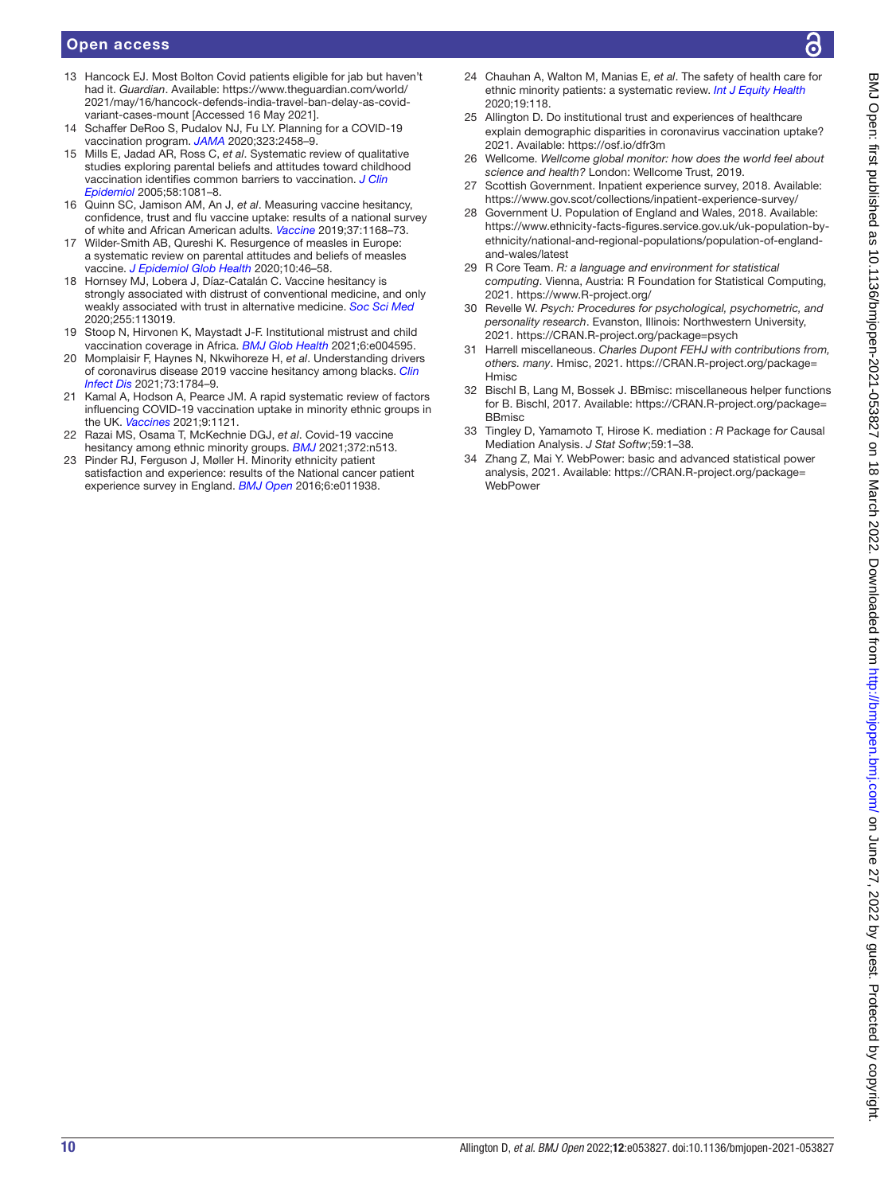13 Hancock EJ. Most Bolton Covid patients eligible for jab but haven't had it. *Guardian*. Available: https://www.theguardian.com/world/2021/may/16/hancock-defends-india-travel-ban-delay-as-covid-variant-cases-mount [Accessed 16 May 2021].
14 Schaffer DeRoo S, Pudalov NJ, Fu LY. Planning for a COVID-19 vaccination program. *JAMA* 2020;323:2458–9.
15 Mills E, Jadad AR, Ross C, *et al*. Systematic review of qualitative studies exploring parental beliefs and attitudes toward childhood vaccination identifies common barriers to vaccination. *J Clin Epidemiol* 2005;58:1081–8.
16 Quinn SC, Jamison AM, An J, *et al*. Measuring vaccine hesitancy, confidence, trust and flu vaccine uptake: results of a national survey of white and African American adults. *Vaccine* 2019;37:1168–73.
17 Wilder-Smith AB, Qureshi K. Resurgence of measles in Europe: a systematic review on parental attitudes and beliefs of measles vaccine. *J Epidemiol Glob Health* 2020;10:46–58.
18 Hornsey MJ, Lobera J, Díaz-Catalán C. Vaccine hesitancy is strongly associated with distrust of conventional medicine, and only weakly associated with trust in alternative medicine. *Soc Sci Med* 2020;255:113019.
19 Stoop N, Hirvonen K, Maystadt J-F. Institutional mistrust and child vaccination coverage in Africa. *BMJ Glob Health* 2021;6:e004595.
20 Momplaisir F, Haynes N, Nkwihoreze H, *et al*. Understanding drivers of coronavirus disease 2019 vaccine hesitancy among blacks. *Clin Infect Dis* 2021;73:1784–9.
21 Kamal A, Hodson A, Pearce JM. A rapid systematic review of factors influencing COVID-19 vaccination uptake in minority ethnic groups in the UK. *Vaccines* 2021;9:1121.
22 Razai MS, Osama T, McKechnie DGJ, *et al*. Covid-19 vaccine hesitancy among ethnic minority groups. *BMJ* 2021;372:n513.
23 Pinder RJ, Ferguson J, Møller H. Minority ethnicity patient satisfaction and experience: results of the National cancer patient experience survey in England. *BMJ Open* 2016;6:e011938.
24 Chauhan A, Walton M, Manias E, *et al*. The safety of health care for ethnic minority patients: a systematic review. *Int J Equity Health* 2020;19:118.
25 Allington D. Do institutional trust and experiences of healthcare explain demographic disparities in coronavirus vaccination uptake? 2021. Available: https://osf.io/dfr3m
26 Wellcome. *Wellcome global monitor: how does the world feel about science and health?* London: Wellcome Trust, 2019.
27 Scottish Government. Inpatient experience survey, 2018. Available: https://www.gov.scot/collections/inpatient-experience-survey/
28 Government U. Population of England and Wales, 2018. Available: https://www.ethnicity-facts-figures.service.gov.uk/uk-population-by-ethnicity/national-and-regional-populations/population-of-england-and-wales/latest
29 R Core Team. *R: a language and environment for statistical computing*. Vienna, Austria: R Foundation for Statistical Computing, 2021. https://www.R-project.org/
30 Revelle W. *Psych: Procedures for psychological, psychometric, and personality research*. Evanston, Illinois: Northwestern University, 2021. https://CRAN.R-project.org/package=psych
31 Harrell miscellaneous. *Charles Dupont FEHJ with contributions from, others. many*. Hmisc, 2021. https://CRAN.R-project.org/package=Hmisc
32 Bischl B, Lang M, Bossek J. BBmisc: miscellaneous helper functions for B. Bischl, 2017. Available: https://CRAN.R-project.org/package=BBmisc
33 Tingley D, Yamamoto T, Hirose K. mediation : *R* Package for Causal Mediation Analysis. *J Stat Softw*;59:1–38.
34 Zhang Z, Mai Y. WebPower: basic and advanced statistical power analysis, 2021. Available: https://CRAN.R-project.org/package=WebPower